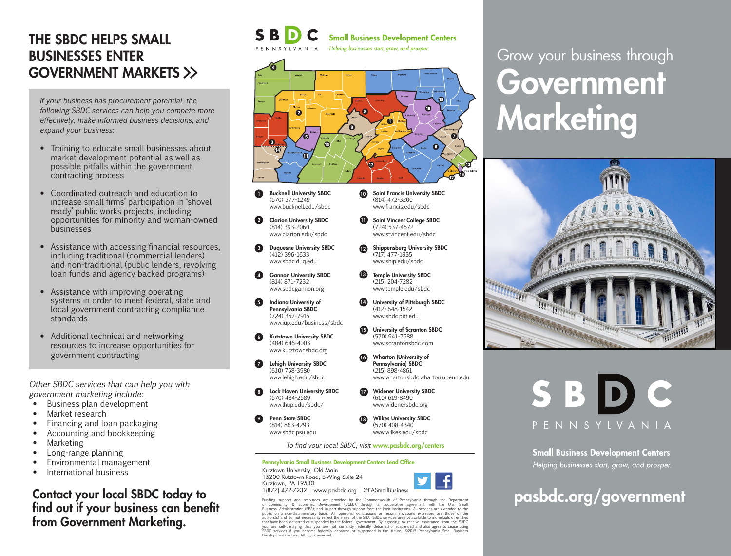# THE SBDC HELPS SMALL BUSINESSES ENTER GOVERNMENT MARKETS >>

*If your business has procurement potential, the following SBDC services can help you compete more effectively, make informed business decisions, and expand your business:*

- Training to educate small businesses about market development potential as well as possible pitfalls within the government contracting process
- Coordinated outreach and education to increase small firms' participation in 'shovel ready' public works projects, including opportunities for minority and woman-owned businesses
- Assistance with accessing financial resources, including traditional (commercial lenders) and non-traditional (public lenders, revolving loan funds and agency backed programs)
- Assistance with improving operating systems in order to meet federal, state and local government contracting compliance standards
- Additional technical and networking resources to increase opportunities for government contracting

*Other SBDC services that can help you with government marketing include:*

- Business plan development
- Market research
- Financing and loan packaging
- Accounting and bookkeeping
- Marketing
- Long-range planning
- Environmental management
- International business

**Contact your local SBDC today to find out if your business can benefit from Government Marketing.**

SBDC PENNSYLVANIA **Small Business Development Centers** *Helping businesses start, grow, and prosper.*

1. **Bucknell University SBDC** (570) 577-1249 www.bucknell.edu/sbdc
2. **Clarion University SBDC** (814) 393-2060 www.clarion.edu/sbdc
3. **Duquesne University SBDC** (412) 396-1633 www.sbdc.duq.edu
4. **Gannon University SBDC** (814) 871-7232 www.sbdcgannon.org
5. **Indiana University of Pennsylvania SBDC** (724) 357-7915 www.iup.edu/business/sbdc
6. **Kutztown University SBDC** (484) 646-4003 www.kutztownsbdc.org
7. **Lehigh University SBDC** (610) 758-3980 www.lehigh.edu/sbdc
8. **Lock Haven University SBDC** (570) 484-2589 www.lhup.edu/sbdc/
9. **Penn State SBDC** (814) 863-4293 www.sbdc.psu.edu
10. **Saint Francis University SBDC** (814) 472-3200 www.francis.edu/sbdc
11. **Saint Vincent College SBDC** (724) 537-4572 www.stvincent.edu/sbdc
12. **Shippensburg University SBDC** (717) 477-1935 www.ship.edu/sbdc
13. **Temple University SBDC** (215) 204-7282 www.temple.edu/sbdc
14. **University of Pittsburgh SBDC** (412) 648-1542 www.sbdc.pitt.edu
15. **University of Scranton SBDC** (570) 941-7588 www.scrantonsbdc.com
16. **Wharton (University of Pennsylvania) SBDC** (215) 898-4861 www.whartonsbdc.wharton.upenn.edu
17. **Widener University SBDC** (610) 619-8490 www.widenersbdc.org
18. **Wilkes University SBDC** (570) 408-4340 www.wilkes.edu/sbdc

*To find your local SBDC, visit* **www.pasbdc.org/centers**

**Pennsylvania Small Business Development Centers Lead Office**
Kutztown University, Old Main
15200 Kutztown Road, E-Wing Suite 24
Kutztown, PA 19530
1(877) 472-7232 | www.pasbdc.org | @PASmallBusiness

Funding support and resources are provided by the Commonwealth of Pennsylvania through the Department of Community & Economic Development (DCED); through a cooperative agreement with the U.S. Small Business Administration (SBA); and in part through support from the host institutions. All services are extended to the public on a non-discriminatory basis. All opinions, conclusions or recommendations expressed are those of the author(s) and do not necessarily reflect the views of the SBA. SBDC services are not available to individuals or entities that have been debarred or suspended by the federal government. By agreeing to receive assistance from the SBDC you are self-certifying that you are not currently federally debarred or suspended and also agree to cease using SBDC services if you become federally debarred or suspended in the future. ©2015 Pennsylvania Small Business Development Centers. All rights reserved.

Grow your business through

# Government Marketing

SBDC PENNSYLVANIA

**Small Business Development Centers**
*Helping businesses start, grow, and prosper.*

**pasbdc.org/government**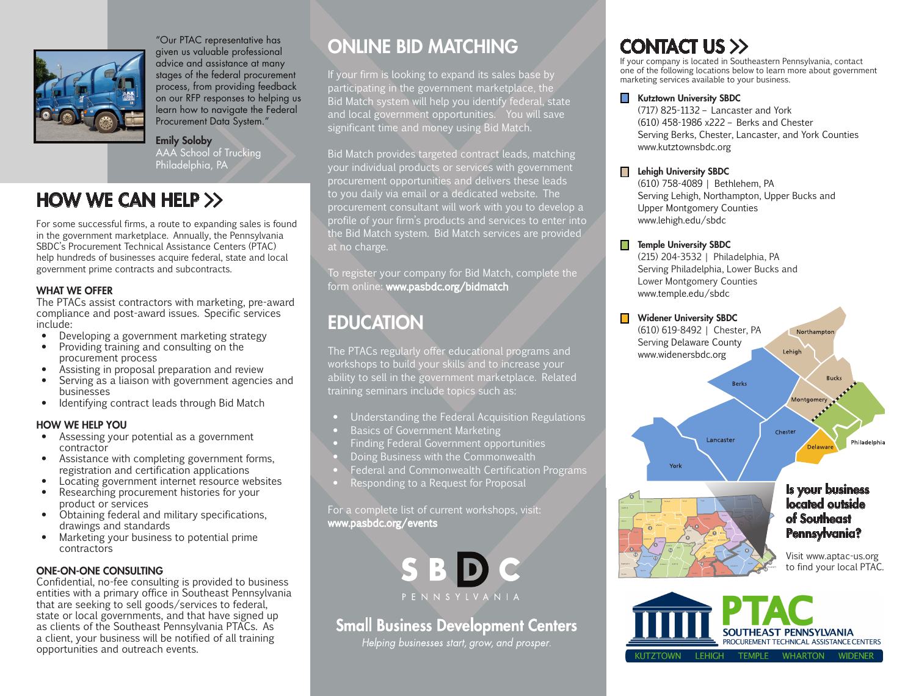"Our PTAC representative has given us valuable professional advice and assistance at many stages of the federal procurement process, from providing feedback on our RFP responses to helping us learn how to navigate the Federal Procurement Data System."

**Emily Soloby**
AAA School of Trucking
Philadelphia, PA

## HOW WE CAN HELP >>

For some successful firms, a route to expanding sales is found in the government marketplace. Annually, the Pennsylvania SBDC's Procurement Technical Assistance Centers (PTAC) help hundreds of businesses acquire federal, state and local government prime contracts and subcontracts.

### WHAT WE OFFER

The PTACs assist contractors with marketing, pre-award compliance and post-award issues. Specific services include:

- Developing a government marketing strategy
- Providing training and consulting on the procurement process
- Assisting in proposal preparation and review
- Serving as a liaison with government agencies and businesses
- Identifying contract leads through Bid Match

### HOW WE HELP YOU

- Assessing your potential as a government contractor
- Assistance with completing government forms, registration and certification applications
- Locating government internet resource websites
- Researching procurement histories for your product or services
- Obtaining federal and military specifications, drawings and standards
- Marketing your business to potential prime contractors

### ONE-ON-ONE CONSULTING

Confidential, no-fee consulting is provided to business entities with a primary office in Southeast Pennsylvania that are seeking to sell goods/services to federal, state or local governments, and that have signed up as clients of the Southeast Pennsylvania PTACs. As a client, your business will be notified of all training opportunities and outreach events.

## ONLINE BID MATCHING

If your firm is looking to expand its sales base by participating in the government marketplace, the Bid Match system will help you identify federal, state and local government opportunities. You will save significant time and money using Bid Match.

Bid Match provides targeted contract leads, matching your individual products or services with government procurement opportunities and delivers these leads to you daily via email or a dedicated website. The procurement consultant will work with you to develop a profile of your firm's products and services to enter into the Bid Match system. Bid Match services are provided at no charge.

To register your company for Bid Match, complete the form online: **www.pasbdc.org/bidmatch**

## EDUCATION

The PTACs regularly offer educational programs and workshops to build your skills and to increase your ability to sell in the government marketplace. Related training seminars include topics such as:

- Understanding the Federal Acquisition Regulations
- Basics of Government Marketing
- Finding Federal Government opportunities
- Doing Business with the Commonwealth
- Federal and Commonwealth Certification Programs
- Responding to a Request for Proposal

For a complete list of current workshops, visit: **www.pasbdc.org/events**

SBDC PENNSYLVANIA

**Small Business Development Centers**
*Helping businesses start, grow, and prosper.*

## CONTACT US >>

If your company is located in Southeastern Pennsylvania, contact one of the following locations below to learn more about government marketing services available to your business.

**Kutztown University SBDC**
(717) 825-1132 – Lancaster and York
(610) 458-1986 x222 – Berks and Chester
Serving Berks, Chester, Lancaster, and York Counties
www.kutztownsbdc.org

**Lehigh University SBDC**
(610) 758-4089 | Bethlehem, PA
Serving Lehigh, Northampton, Upper Bucks and Upper Montgomery Counties
www.lehigh.edu/sbdc

**Temple University SBDC**
(215) 204-3532 | Philadelphia, PA
Serving Philadelphia, Lower Bucks and Lower Montgomery Counties
www.temple.edu/sbdc

**Widener University SBDC**
(610) 619-8492 | Chester, PA
Serving Delaware County
www.widenersbdc.org

Northampton
Lehigh
Berks
Bucks
Montgomery
Chester
Lancaster
Philadelphia
Delaware
York

**Is your business located outside of Southeast Pennsylvania?**

Visit www.aptac-us.org to find your local PTAC.

PTAC
SOUTHEAST PENNSYLVANIA
PROCUREMENT TECHNICAL ASSISTANCE CENTERS
KUTZTOWN LEHIGH TEMPLE WHARTON WIDENER